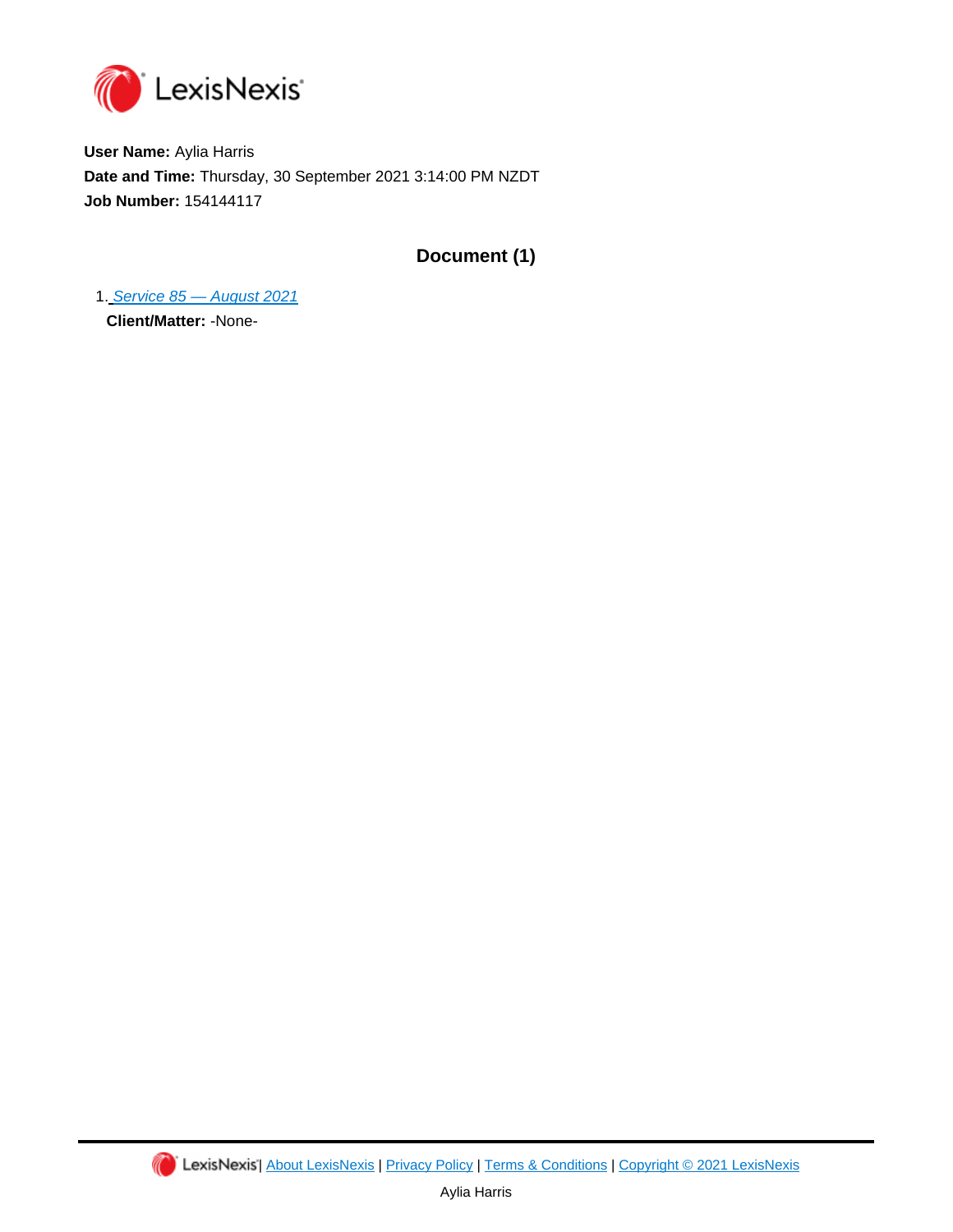LexisNexis

**User Name:** Aylia Harris

**Date and Time:** Thursday, 30 September 2021 3:14:00 PM NZDT

**Job Number:** 154144117

## Document (1)

1. *Service 85 — August 2021*

   **Client/Matter:** -None-

LexisNexis | About LexisNexis | Privacy Policy | Terms & Conditions | Copyright © 2021 LexisNexis

Aylia Harris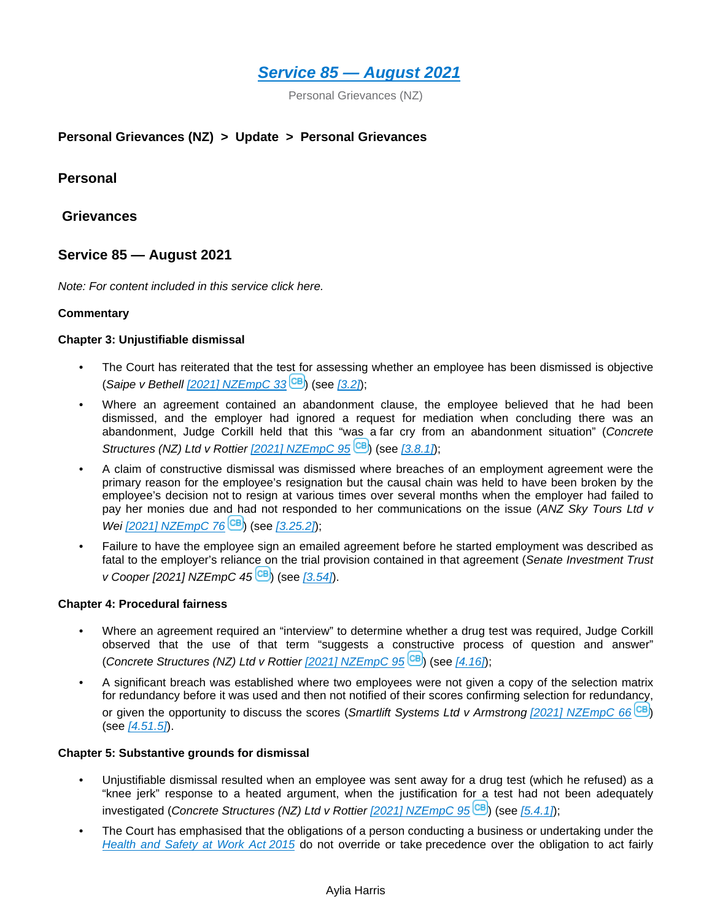# [Service 85 — August 2021]()

Personal Grievances (NZ)

**Personal Grievances (NZ) > Update > Personal Grievances**

## Personal

## Grievances

## Service 85 — August 2021

*Note: For content included in this service click here.*

**Commentary**

**Chapter 3: Unjustifiable dismissal**

- The Court has reiterated that the test for assessing whether an employee has been dismissed is objective (*Saipe v Bethell* [*[2021] NZEmpC 33*]()) (see [*[3.2]*]());
- Where an agreement contained an abandonment clause, the employee believed that he had been dismissed, and the employer had ignored a request for mediation when concluding there was an abandonment, Judge Corkill held that this "was a far cry from an abandonment situation" (*Concrete Structures (NZ) Ltd v Rottier* [*[2021] NZEmpC 95*]()) (see [*[3.8.1]*]());
- A claim of constructive dismissal was dismissed where breaches of an employment agreement were the primary reason for the employee's resignation but the causal chain was held to have been broken by the employee's decision not to resign at various times over several months when the employer had failed to pay her monies due and had not responded to her communications on the issue (*ANZ Sky Tours Ltd v Wei* [*[2021] NZEmpC 76*]()) (see [*[3.25.2]*]());
- Failure to have the employee sign an emailed agreement before he started employment was described as fatal to the employer's reliance on the trial provision contained in that agreement (*Senate Investment Trust v Cooper [2021] NZEmpC 45*) (see [*[3.54]*]()).

**Chapter 4: Procedural fairness**

- Where an agreement required an "interview" to determine whether a drug test was required, Judge Corkill observed that the use of that term "suggests a constructive process of question and answer" (*Concrete Structures (NZ) Ltd v Rottier* [*[2021] NZEmpC 95*]()) (see [*[4.16]*]());
- A significant breach was established where two employees were not given a copy of the selection matrix for redundancy before it was used and then not notified of their scores confirming selection for redundancy, or given the opportunity to discuss the scores (*Smartlift Systems Ltd v Armstrong* [*[2021] NZEmpC 66*]()) (see [*[4.51.5]*]()).

**Chapter 5: Substantive grounds for dismissal**

- Unjustifiable dismissal resulted when an employee was sent away for a drug test (which he refused) as a "knee jerk" response to a heated argument, when the justification for a test had not been adequately investigated (*Concrete Structures (NZ) Ltd v Rottier* [*[2021] NZEmpC 95*]()) (see [*[5.4.1]*]());
- The Court has emphasised that the obligations of a person conducting a business or undertaking under the [*Health and Safety at Work Act 2015*]() do not override or take precedence over the obligation to act fairly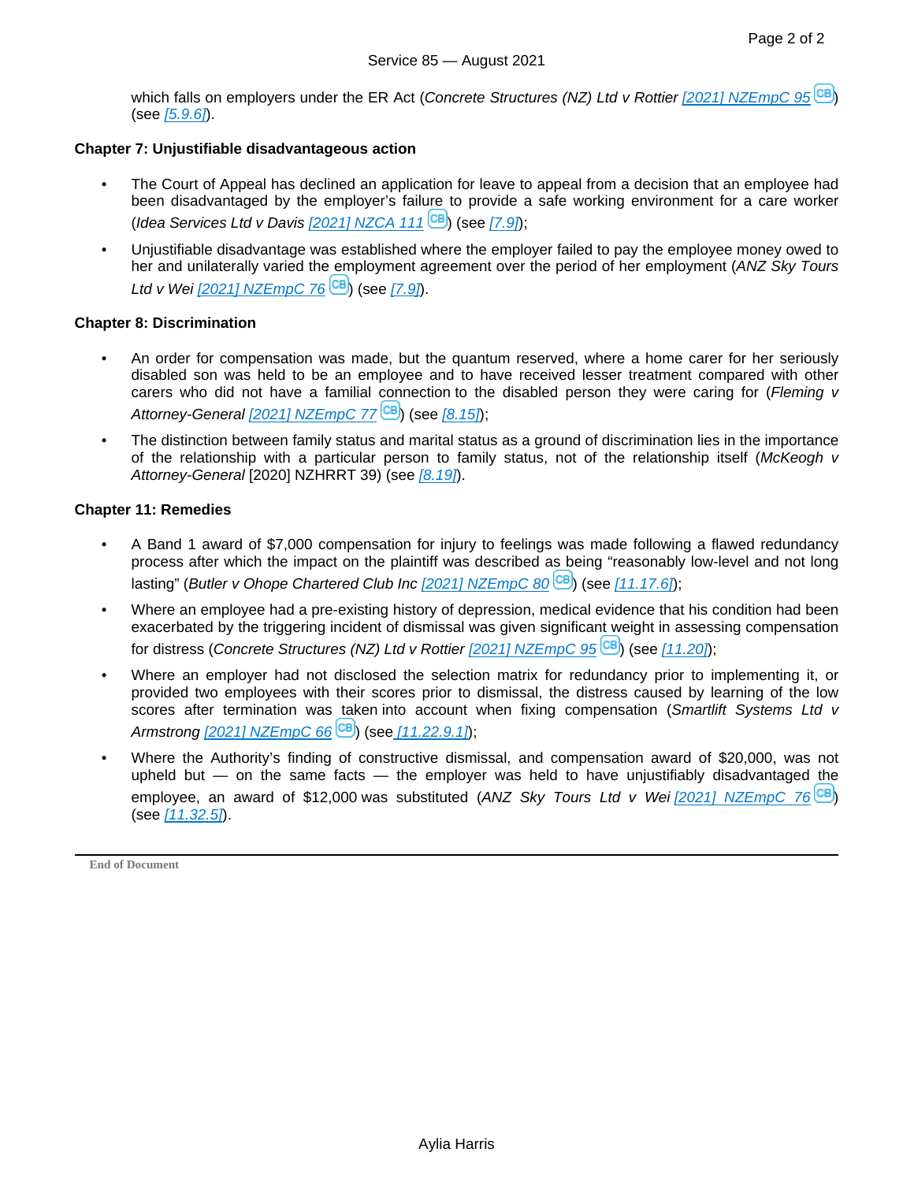which falls on employers under the ER Act (*Concrete Structures (NZ) Ltd v Rottier* [2021] NZEmpC 95) (see [5.9.6]).

**Chapter 7: Unjustifiable disadvantageous action**

- The Court of Appeal has declined an application for leave to appeal from a decision that an employee had been disadvantaged by the employer's failure to provide a safe working environment for a care worker (*Idea Services Ltd v Davis* [2021] NZCA 111) (see [7.9]);
- Unjustifiable disadvantage was established where the employer failed to pay the employee money owed to her and unilaterally varied the employment agreement over the period of her employment (*ANZ Sky Tours Ltd v Wei* [2021] NZEmpC 76) (see [7.9]).

**Chapter 8: Discrimination**

- An order for compensation was made, but the quantum reserved, where a home carer for her seriously disabled son was held to be an employee and to have received lesser treatment compared with other carers who did not have a familial connection to the disabled person they were caring for (*Fleming v Attorney-General* [2021] NZEmpC 77) (see [8.15]);
- The distinction between family status and marital status as a ground of discrimination lies in the importance of the relationship with a particular person to family status, not of the relationship itself (*McKeogh v Attorney-General* [2020] NZHRRT 39) (see [8.19]).

**Chapter 11: Remedies**

- A Band 1 award of $7,000 compensation for injury to feelings was made following a flawed redundancy process after which the impact on the plaintiff was described as being "reasonably low-level and not long lasting" (*Butler v Ohope Chartered Club Inc* [2021] NZEmpC 80) (see [11.17.6]);
- Where an employee had a pre-existing history of depression, medical evidence that his condition had been exacerbated by the triggering incident of dismissal was given significant weight in assessing compensation for distress (*Concrete Structures (NZ) Ltd v Rottier* [2021] NZEmpC 95) (see [11.20]);
- Where an employer had not disclosed the selection matrix for redundancy prior to implementing it, or provided two employees with their scores prior to dismissal, the distress caused by learning of the low scores after termination was taken into account when fixing compensation (*Smartlift Systems Ltd v Armstrong* [2021] NZEmpC 66) (see [11.22.9.1]);
- Where the Authority's finding of constructive dismissal, and compensation award of $20,000, was not upheld but — on the same facts — the employer was held to have unjustifiably disadvantaged the employee, an award of $12,000 was substituted (*ANZ Sky Tours Ltd v Wei* [2021] NZEmpC 76) (see [11.32.5]).

End of Document